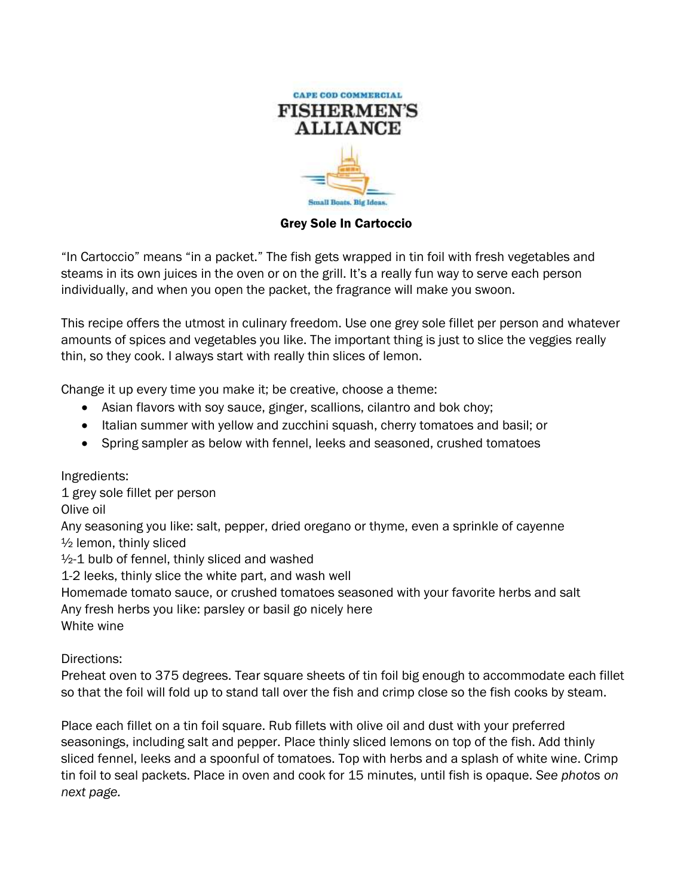CAPE COD COMMERCIAL

FISHERMEN'S ALLIANCE

Small Boats. Big Ideas.

# Grey Sole In Cartoccio

"In Cartoccio" means "in a packet." The fish gets wrapped in tin foil with fresh vegetables and steams in its own juices in the oven or on the grill. It's a really fun way to serve each person individually, and when you open the packet, the fragrance will make you swoon.

This recipe offers the utmost in culinary freedom. Use one grey sole fillet per person and whatever amounts of spices and vegetables you like. The important thing is just to slice the veggies really thin, so they cook. I always start with really thin slices of lemon.

Change it up every time you make it; be creative, choose a theme:

- Asian flavors with soy sauce, ginger, scallions, cilantro and bok choy;
- Italian summer with yellow and zucchini squash, cherry tomatoes and basil; or
- Spring sampler as below with fennel, leeks and seasoned, crushed tomatoes

Ingredients:

1 grey sole fillet per person
Olive oil
Any seasoning you like: salt, pepper, dried oregano or thyme, even a sprinkle of cayenne
½ lemon, thinly sliced
½-1 bulb of fennel, thinly sliced and washed
1-2 leeks, thinly slice the white part, and wash well
Homemade tomato sauce, or crushed tomatoes seasoned with your favorite herbs and salt
Any fresh herbs you like: parsley or basil go nicely here
White wine

Directions:

Preheat oven to 375 degrees. Tear square sheets of tin foil big enough to accommodate each fillet so that the foil will fold up to stand tall over the fish and crimp close so the fish cooks by steam.

Place each fillet on a tin foil square. Rub fillets with olive oil and dust with your preferred seasonings, including salt and pepper. Place thinly sliced lemons on top of the fish. Add thinly sliced fennel, leeks and a spoonful of tomatoes. Top with herbs and a splash of white wine. Crimp tin foil to seal packets. Place in oven and cook for 15 minutes, until fish is opaque. *See photos on next page.*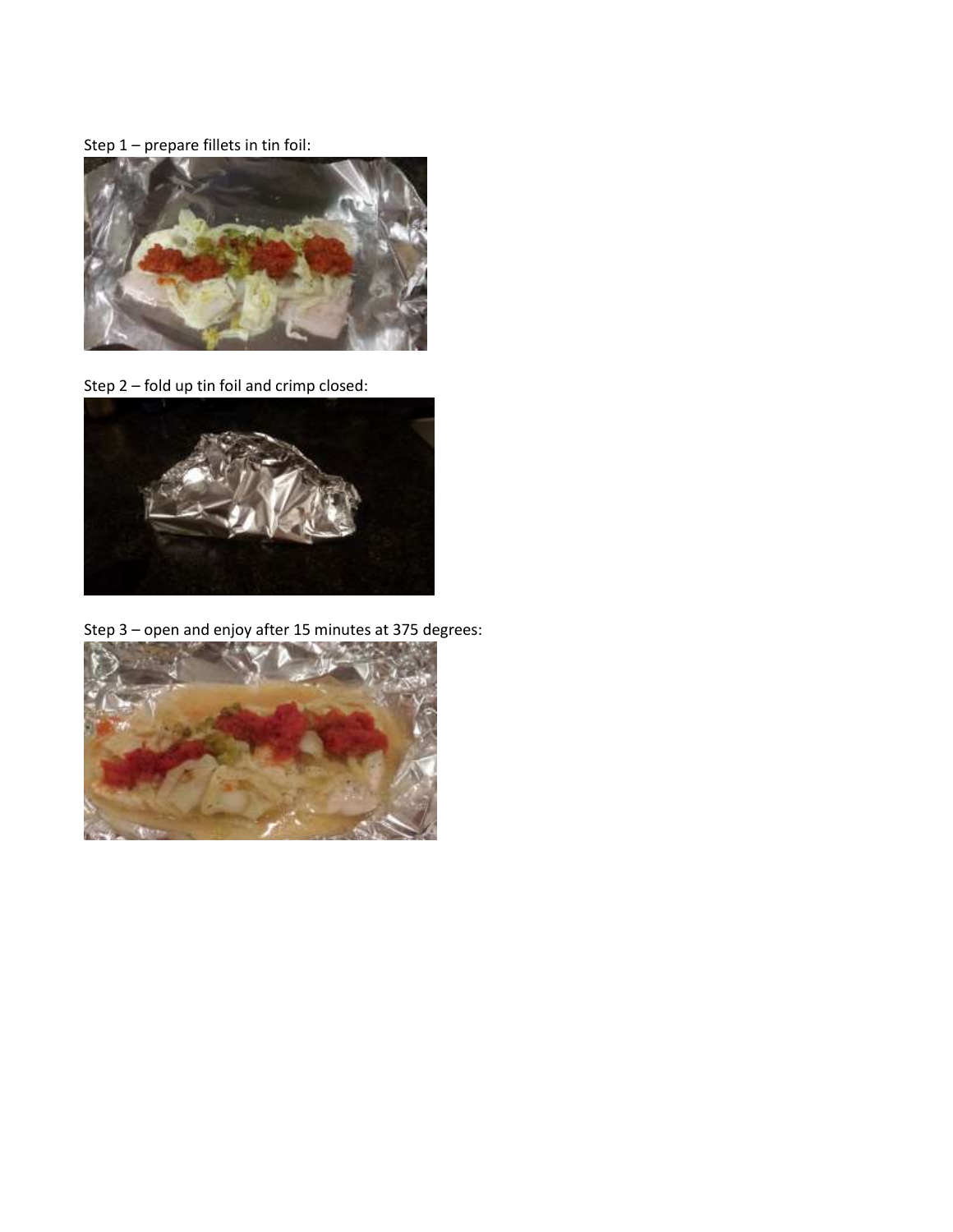Step 1 – prepare fillets in tin foil:

Step 2 – fold up tin foil and crimp closed:

Step 3 – open and enjoy after 15 minutes at 375 degrees: